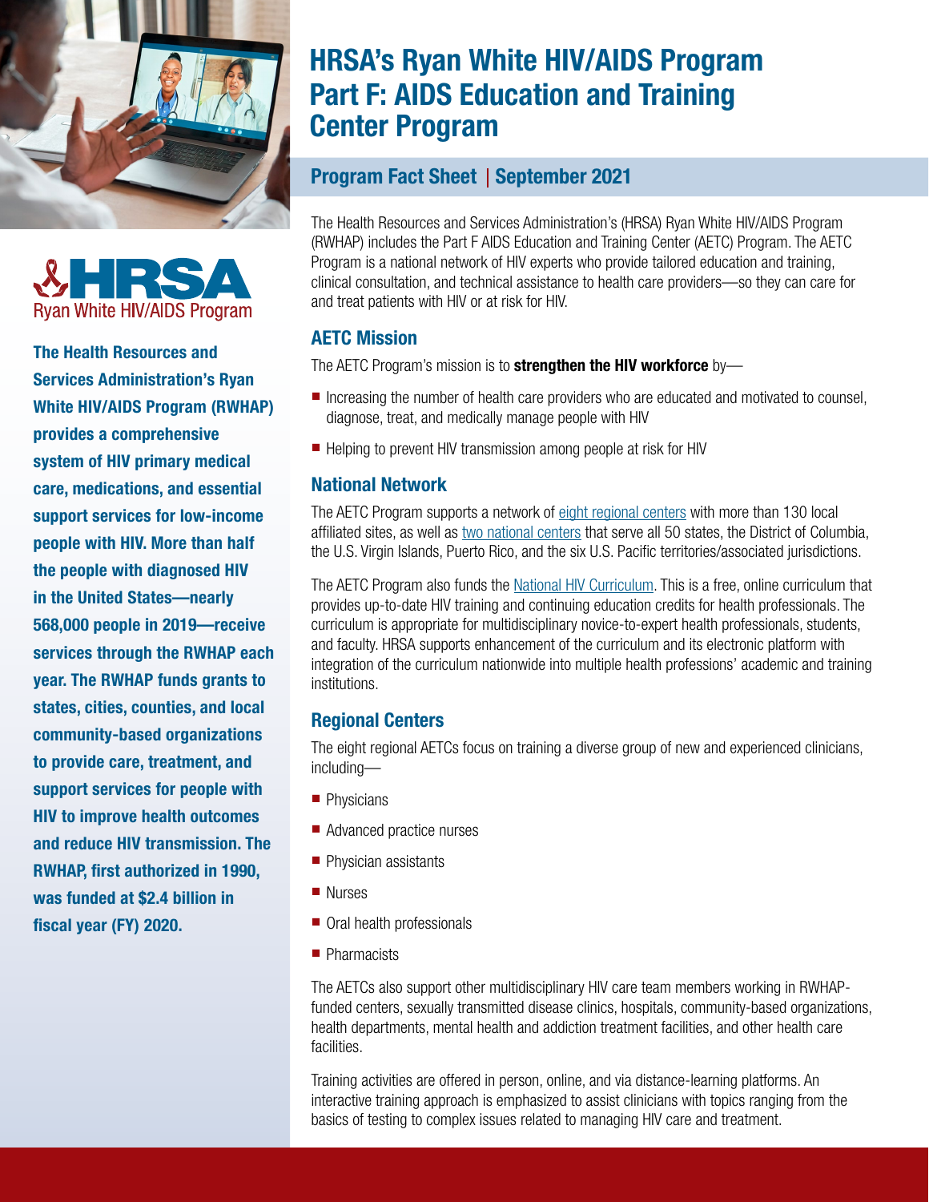# HRSA's Ryan White HIV/AIDS Program Part F: AIDS Education and Training Center Program

## Program Fact Sheet | September 2021

HRSA
Ryan White HIV/AIDS Program

**The Health Resources and Services Administration's Ryan White HIV/AIDS Program (RWHAP) provides a comprehensive system of HIV primary medical care, medications, and essential support services for low-income people with HIV. More than half the people with diagnosed HIV in the United States—nearly 568,000 people in 2019—receive services through the RWHAP each year. The RWHAP funds grants to states, cities, counties, and local community-based organizations to provide care, treatment, and support services for people with HIV to improve health outcomes and reduce HIV transmission. The RWHAP, first authorized in 1990, was funded at $2.4 billion in fiscal year (FY) 2020.**

The Health Resources and Services Administration's (HRSA) Ryan White HIV/AIDS Program (RWHAP) includes the Part F AIDS Education and Training Center (AETC) Program. The AETC Program is a national network of HIV experts who provide tailored education and training, clinical consultation, and technical assistance to health care providers—so they can care for and treat patients with HIV or at risk for HIV.

### AETC Mission

The AETC Program's mission is to **strengthen the HIV workforce** by—

- Increasing the number of health care providers who are educated and motivated to counsel, diagnose, treat, and medically manage people with HIV
- Helping to prevent HIV transmission among people at risk for HIV

### National Network

The AETC Program supports a network of eight regional centers with more than 130 local affiliated sites, as well as two national centers that serve all 50 states, the District of Columbia, the U.S. Virgin Islands, Puerto Rico, and the six U.S. Pacific territories/associated jurisdictions.

The AETC Program also funds the National HIV Curriculum. This is a free, online curriculum that provides up-to-date HIV training and continuing education credits for health professionals. The curriculum is appropriate for multidisciplinary novice-to-expert health professionals, students, and faculty. HRSA supports enhancement of the curriculum and its electronic platform with integration of the curriculum nationwide into multiple health professions' academic and training institutions.

### Regional Centers

The eight regional AETCs focus on training a diverse group of new and experienced clinicians, including—

- Physicians
- Advanced practice nurses
- Physician assistants
- Nurses
- Oral health professionals
- Pharmacists

The AETCs also support other multidisciplinary HIV care team members working in RWHAP-funded centers, sexually transmitted disease clinics, hospitals, community-based organizations, health departments, mental health and addiction treatment facilities, and other health care facilities.

Training activities are offered in person, online, and via distance-learning platforms. An interactive training approach is emphasized to assist clinicians with topics ranging from the basics of testing to complex issues related to managing HIV care and treatment.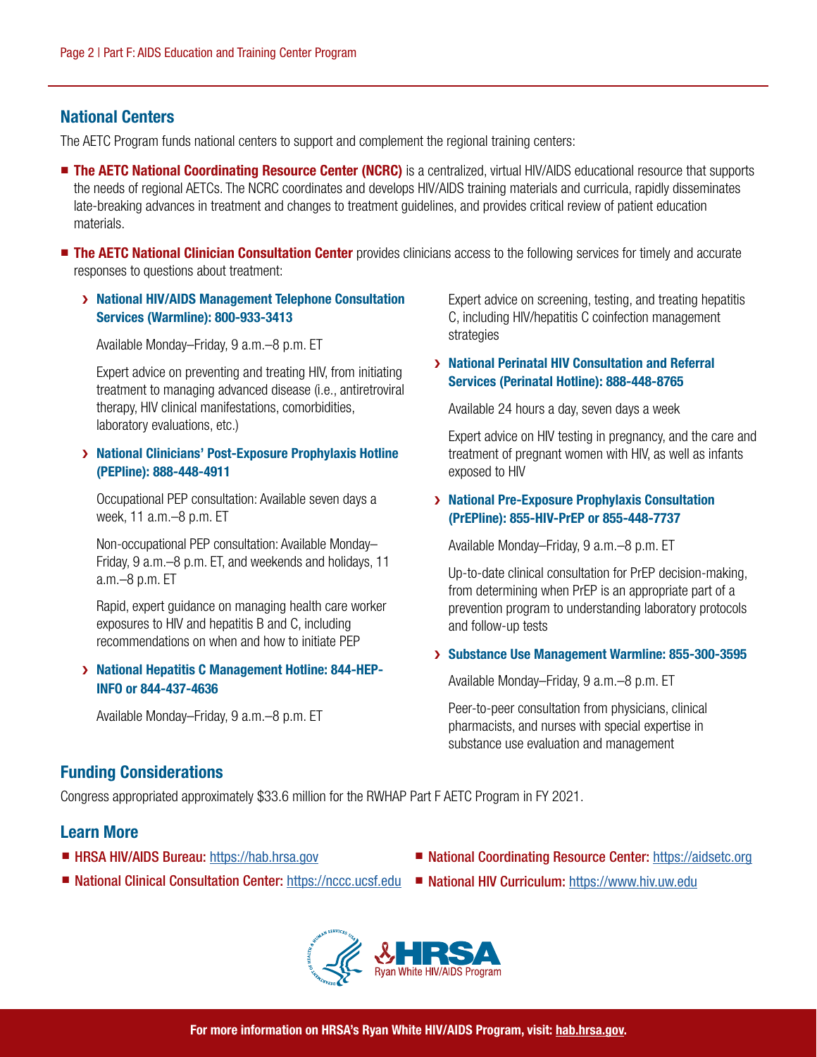## National Centers

The AETC Program funds national centers to support and complement the regional training centers:

- **The AETC National Coordinating Resource Center (NCRC)** is a centralized, virtual HIV/AIDS educational resource that supports the needs of regional AETCs. The NCRC coordinates and develops HIV/AIDS training materials and curricula, rapidly disseminates late-breaking advances in treatment and changes to treatment guidelines, and provides critical review of patient education materials.
- **The AETC National Clinician Consultation Center** provides clinicians access to the following services for timely and accurate responses to questions about treatment:
  - **National HIV/AIDS Management Telephone Consultation Services (Warmline): 800-933-3413**

    Available Monday–Friday, 9 a.m.–8 p.m. ET

    Expert advice on preventing and treating HIV, from initiating treatment to managing advanced disease (i.e., antiretroviral therapy, HIV clinical manifestations, comorbidities, laboratory evaluations, etc.)
  - **National Clinicians' Post-Exposure Prophylaxis Hotline (PEPline): 888-448-4911**

    Occupational PEP consultation: Available seven days a week, 11 a.m.–8 p.m. ET

    Non-occupational PEP consultation: Available Monday–Friday, 9 a.m.–8 p.m. ET, and weekends and holidays, 11 a.m.–8 p.m. ET

    Rapid, expert guidance on managing health care worker exposures to HIV and hepatitis B and C, including recommendations on when and how to initiate PEP
  - **National Hepatitis C Management Hotline: 844-HEP-INFO or 844-437-4636**

    Available Monday–Friday, 9 a.m.–8 p.m. ET

    Expert advice on screening, testing, and treating hepatitis C, including HIV/hepatitis C coinfection management strategies
  - **National Perinatal HIV Consultation and Referral Services (Perinatal Hotline): 888-448-8765**

    Available 24 hours a day, seven days a week

    Expert advice on HIV testing in pregnancy, and the care and treatment of pregnant women with HIV, as well as infants exposed to HIV
  - **National Pre-Exposure Prophylaxis Consultation (PrEPline): 855-HIV-PrEP or 855-448-7737**

    Available Monday–Friday, 9 a.m.–8 p.m. ET

    Up-to-date clinical consultation for PrEP decision-making, from determining when PrEP is an appropriate part of a prevention program to understanding laboratory protocols and follow-up tests
  - **Substance Use Management Warmline: 855-300-3595**

    Available Monday–Friday, 9 a.m.–8 p.m. ET

    Peer-to-peer consultation from physicians, clinical pharmacists, and nurses with special expertise in substance use evaluation and management

## Funding Considerations

Congress appropriated approximately $33.6 million for the RWHAP Part F AETC Program in FY 2021.

## Learn More

- **HRSA HIV/AIDS Bureau:** https://hab.hrsa.gov
- **National Clinical Consultation Center:** https://nccc.ucsf.edu
- **National Coordinating Resource Center:** https://aidsetc.org
- **National HIV Curriculum:** https://www.hiv.uw.edu

For more information on HRSA's Ryan White HIV/AIDS Program, visit: hab.hrsa.gov.